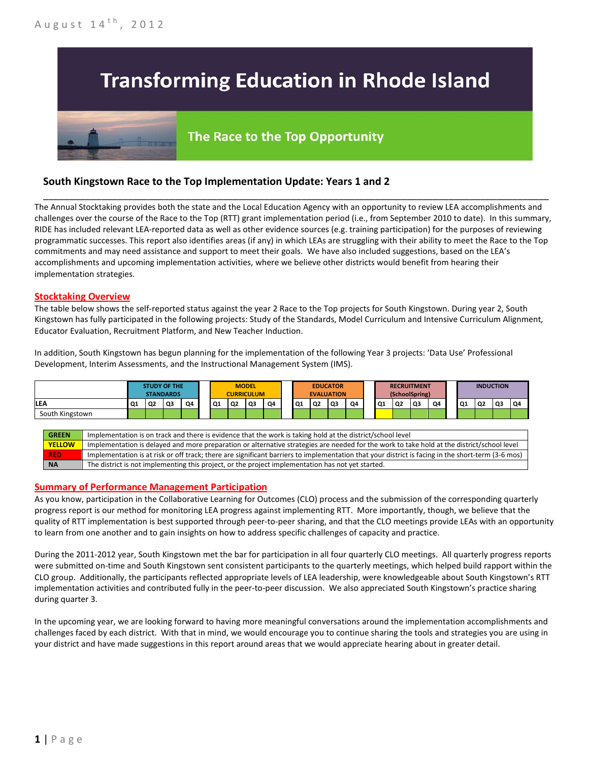August 14th, 2012

# Transforming Education in Rhode Island

## The Race to the Top Opportunity

### South Kingstown Race to the Top Implementation Update: Years 1 and 2

The Annual Stocktaking provides both the state and the Local Education Agency with an opportunity to review LEA accomplishments and challenges over the course of the Race to the Top (RTT) grant implementation period (i.e., from September 2010 to date). In this summary, RIDE has included relevant LEA-reported data as well as other evidence sources (e.g. training participation) for the purposes of reviewing programmatic successes. This report also identifies areas (if any) in which LEAs are struggling with their ability to meet the Race to the Top commitments and may need assistance and support to meet their goals. We have also included suggestions, based on the LEA's accomplishments and upcoming implementation activities, where we believe other districts would benefit from hearing their implementation strategies.

## Stocktaking Overview

The table below shows the self-reported status against the year 2 Race to the Top projects for South Kingstown. During year 2, South Kingstown has fully participated in the following projects: Study of the Standards, Model Curriculum and Intensive Curriculum Alignment, Educator Evaluation, Recruitment Platform, and New Teacher Induction.

In addition, South Kingstown has begun planning for the implementation of the following Year 3 projects: 'Data Use' Professional Development, Interim Assessments, and the Instructional Management System (IMS).

| | STUDY OF THE STANDARDS | | | | MODEL CURRICULUM | | | | EDUCATOR EVALUATION | | | | RECRUITMENT (SchoolSpring) | | | | INDUCTION | | | |
|---|---|---|---|---|---|---|---|---|---|---|---|---|---|---|---|---|---|---|---|---|
| LEA | Q1 | Q2 | Q3 | Q4 | Q1 | Q2 | Q3 | Q4 | Q1 | Q2 | Q3 | Q4 | Q1 | Q2 | Q3 | Q4 | Q1 | Q2 | Q3 | Q4 |
| South Kingstown | Green | Green | Green | Green | Green | Green | Green | Green | Green | Green | Green | Green | Yellow | Green | Green | Green | Green | Green | Green | Green |

| | |
|---|---|
| GREEN | Implementation is on track and there is evidence that the work is taking hold at the district/school level |
| YELLOW | Implementation is delayed and more preparation or alternative strategies are needed for the work to take hold at the district/school level |
| RED | Implementation is at risk or off track; there are significant barriers to implementation that your district is facing in the short-term (3-6 mos) |
| NA | The district is not implementing this project, or the project implementation has not yet started. |

## Summary of Performance Management Participation

As you know, participation in the Collaborative Learning for Outcomes (CLO) process and the submission of the corresponding quarterly progress report is our method for monitoring LEA progress against implementing RTT. More importantly, though, we believe that the quality of RTT implementation is best supported through peer-to-peer sharing, and that the CLO meetings provide LEAs with an opportunity to learn from one another and to gain insights on how to address specific challenges of capacity and practice.

During the 2011-2012 year, South Kingstown met the bar for participation in all four quarterly CLO meetings. All quarterly progress reports were submitted on-time and South Kingstown sent consistent participants to the quarterly meetings, which helped build rapport within the CLO group. Additionally, the participants reflected appropriate levels of LEA leadership, were knowledgeable about South Kingstown's RTT implementation activities and contributed fully in the peer-to-peer discussion. We also appreciated South Kingstown's practice sharing during quarter 3.

In the upcoming year, we are looking forward to having more meaningful conversations around the implementation accomplishments and challenges faced by each district. With that in mind, we would encourage you to continue sharing the tools and strategies you are using in your district and have made suggestions in this report around areas that we would appreciate hearing about in greater detail.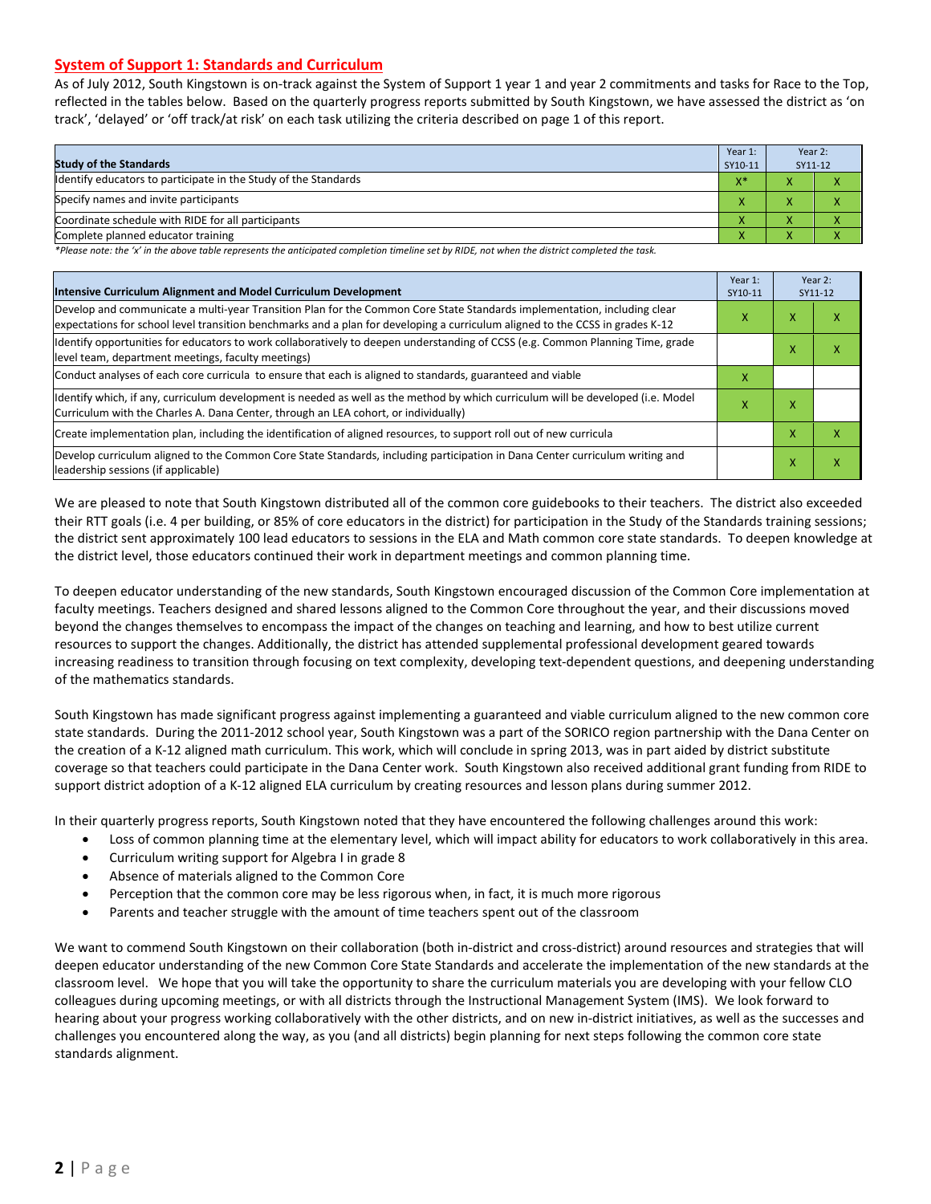## System of Support 1: Standards and Curriculum

As of July 2012, South Kingstown is on-track against the System of Support 1 year 1 and year 2 commitments and tasks for Race to the Top, reflected in the tables below. Based on the quarterly progress reports submitted by South Kingstown, we have assessed the district as 'on track', 'delayed' or 'off track/at risk' on each task utilizing the criteria described on page 1 of this report.

| Study of the Standards | Year 1: SY10-11 | Year 2: SY11-12 | |
|---|---|---|---|
| Identify educators to participate in the Study of the Standards | X* | X | X |
| Specify names and invite participants | X | X | X |
| Coordinate schedule with RIDE for all participants | X | X | X |
| Complete planned educator training | X | X | X |

*Please note: the 'x' in the above table represents the anticipated completion timeline set by RIDE, not when the district completed the task.*

| Intensive Curriculum Alignment and Model Curriculum Development | Year 1: SY10-11 | Year 2: SY11-12 | |
|---|---|---|---|
| Develop and communicate a multi-year Transition Plan for the Common Core State Standards implementation, including clear expectations for school level transition benchmarks and a plan for developing a curriculum aligned to the CCSS in grades K-12 | X | X | X |
| Identify opportunities for educators to work collaboratively to deepen understanding of CCSS (e.g. Common Planning Time, grade level team, department meetings, faculty meetings) | | X | X |
| Conduct analyses of each core curricula to ensure that each is aligned to standards, guaranteed and viable | X | | |
| Identify which, if any, curriculum development is needed as well as the method by which curriculum will be developed (i.e. Model Curriculum with the Charles A. Dana Center, through an LEA cohort, or individually) | X | X | |
| Create implementation plan, including the identification of aligned resources, to support roll out of new curricula | | X | X |
| Develop curriculum aligned to the Common Core State Standards, including participation in Dana Center curriculum writing and leadership sessions (if applicable) | | X | X |

We are pleased to note that South Kingstown distributed all of the common core guidebooks to their teachers. The district also exceeded their RTT goals (i.e. 4 per building, or 85% of core educators in the district) for participation in the Study of the Standards training sessions; the district sent approximately 100 lead educators to sessions in the ELA and Math common core state standards. To deepen knowledge at the district level, those educators continued their work in department meetings and common planning time.

To deepen educator understanding of the new standards, South Kingstown encouraged discussion of the Common Core implementation at faculty meetings. Teachers designed and shared lessons aligned to the Common Core throughout the year, and their discussions moved beyond the changes themselves to encompass the impact of the changes on teaching and learning, and how to best utilize current resources to support the changes. Additionally, the district has attended supplemental professional development geared towards increasing readiness to transition through focusing on text complexity, developing text-dependent questions, and deepening understanding of the mathematics standards.

South Kingstown has made significant progress against implementing a guaranteed and viable curriculum aligned to the new common core state standards. During the 2011-2012 school year, South Kingstown was a part of the SORICO region partnership with the Dana Center on the creation of a K-12 aligned math curriculum. This work, which will conclude in spring 2013, was in part aided by district substitute coverage so that teachers could participate in the Dana Center work. South Kingstown also received additional grant funding from RIDE to support district adoption of a K-12 aligned ELA curriculum by creating resources and lesson plans during summer 2012.

In their quarterly progress reports, South Kingstown noted that they have encountered the following challenges around this work:

- Loss of common planning time at the elementary level, which will impact ability for educators to work collaboratively in this area.
- Curriculum writing support for Algebra I in grade 8
- Absence of materials aligned to the Common Core
- Perception that the common core may be less rigorous when, in fact, it is much more rigorous
- Parents and teacher struggle with the amount of time teachers spent out of the classroom

We want to commend South Kingstown on their collaboration (both in-district and cross-district) around resources and strategies that will deepen educator understanding of the new Common Core State Standards and accelerate the implementation of the new standards at the classroom level. We hope that you will take the opportunity to share the curriculum materials you are developing with your fellow CLO colleagues during upcoming meetings, or with all districts through the Instructional Management System (IMS). We look forward to hearing about your progress working collaboratively with the other districts, and on new in-district initiatives, as well as the successes and challenges you encountered along the way, as you (and all districts) begin planning for next steps following the common core state standards alignment.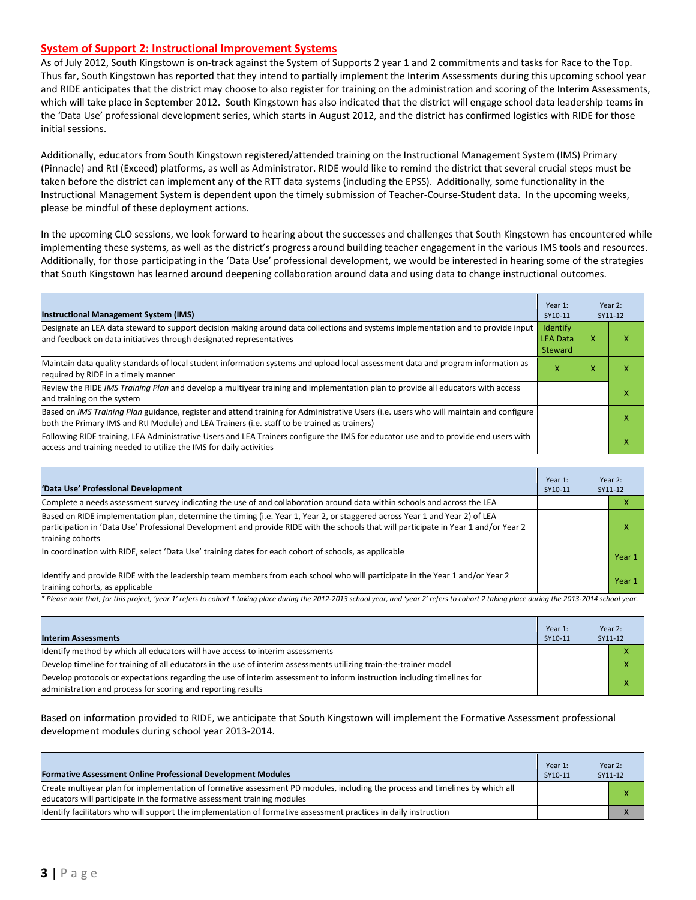## System of Support 2: Instructional Improvement Systems

As of July 2012, South Kingstown is on-track against the System of Supports 2 year 1 and 2 commitments and tasks for Race to the Top. Thus far, South Kingstown has reported that they intend to partially implement the Interim Assessments during this upcoming school year and RIDE anticipates that the district may choose to also register for training on the administration and scoring of the Interim Assessments, which will take place in September 2012. South Kingstown has also indicated that the district will engage school data leadership teams in the 'Data Use' professional development series, which starts in August 2012, and the district has confirmed logistics with RIDE for those initial sessions.

Additionally, educators from South Kingstown registered/attended training on the Instructional Management System (IMS) Primary (Pinnacle) and RtI (Exceed) platforms, as well as Administrator. RIDE would like to remind the district that several crucial steps must be taken before the district can implement any of the RTT data systems (including the EPSS). Additionally, some functionality in the Instructional Management System is dependent upon the timely submission of Teacher-Course-Student data. In the upcoming weeks, please be mindful of these deployment actions.

In the upcoming CLO sessions, we look forward to hearing about the successes and challenges that South Kingstown has encountered while implementing these systems, as well as the district's progress around building teacher engagement in the various IMS tools and resources. Additionally, for those participating in the 'Data Use' professional development, we would be interested in hearing some of the strategies that South Kingstown has learned around deepening collaboration around data and using data to change instructional outcomes.

| Instructional Management System (IMS) | Year 1: SY10-11 | Year 2: SY11-12 | |
|---|---|---|---|
| Designate an LEA data steward to support decision making around data collections and systems implementation and to provide input and feedback on data initiatives through designated representatives | Identify LEA Data Steward | X | X |
| Maintain data quality standards of local student information systems and upload local assessment data and program information as required by RIDE in a timely manner | X | X | X |
| Review the RIDE *IMS Training Plan* and develop a multiyear training and implementation plan to provide all educators with access and training on the system | | | X |
| Based on *IMS Training Plan* guidance, register and attend training for Administrative Users (i.e. users who will maintain and configure both the Primary IMS and RtI Module) and LEA Trainers (i.e. staff to be trained as trainers) | | | X |
| Following RIDE training, LEA Administrative Users and LEA Trainers configure the IMS for educator use and to provide end users with access and training needed to utilize the IMS for daily activities | | | X |

| 'Data Use' Professional Development | Year 1: SY10-11 | Year 2: SY11-12 | |
|---|---|---|---|
| Complete a needs assessment survey indicating the use of and collaboration around data within schools and across the LEA | | | X |
| Based on RIDE implementation plan, determine the timing (i.e. Year 1, Year 2, or staggered across Year 1 and Year 2) of LEA participation in 'Data Use' Professional Development and provide RIDE with the schools that will participate in Year 1 and/or Year 2 training cohorts | | | X |
| In coordination with RIDE, select 'Data Use' training dates for each cohort of schools, as applicable | | | Year 1 |
| Identify and provide RIDE with the leadership team members from each school who will participate in the Year 1 and/or Year 2 training cohorts, as applicable | | | Year 1 |

*\* Please note that, for this project, 'year 1' refers to cohort 1 taking place during the 2012-2013 school year, and 'year 2' refers to cohort 2 taking place during the 2013-2014 school year.*

| Interim Assessments | Year 1: SY10-11 | Year 2: SY11-12 | |
|---|---|---|---|
| Identify method by which all educators will have access to interim assessments | | | X |
| Develop timeline for training of all educators in the use of interim assessments utilizing train-the-trainer model | | | X |
| Develop protocols or expectations regarding the use of interim assessment to inform instruction including timelines for administration and process for scoring and reporting results | | | X |

Based on information provided to RIDE, we anticipate that South Kingstown will implement the Formative Assessment professional development modules during school year 2013-2014.

| Formative Assessment Online Professional Development Modules | Year 1: SY10-11 | Year 2: SY11-12 | |
|---|---|---|---|
| Create multiyear plan for implementation of formative assessment PD modules, including the process and timelines by which all educators will participate in the formative assessment training modules | | | X |
| Identify facilitators who will support the implementation of formative assessment practices in daily instruction | | | X |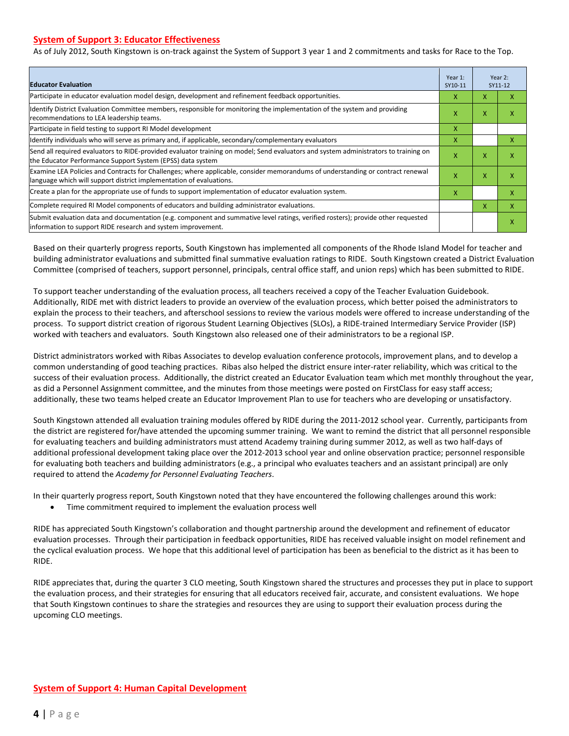## System of Support 3: Educator Effectiveness

As of July 2012, South Kingstown is on-track against the System of Support 3 year 1 and 2 commitments and tasks for Race to the Top.

| Educator Evaluation | Year 1: SY10-11 | Year 2: SY11-12 | |
|---|---|---|---|
| Participate in educator evaluation model design, development and refinement feedback opportunities. | X | X | X |
| Identify District Evaluation Committee members, responsible for monitoring the implementation of the system and providing recommendations to LEA leadership teams. | X | X | X |
| Participate in field testing to support RI Model development | X | | |
| Identify individuals who will serve as primary and, if applicable, secondary/complementary evaluators | X | | X |
| Send all required evaluators to RIDE-provided evaluator training on model; Send evaluators and system administrators to training on the Educator Performance Support System (EPSS) data system | X | X | X |
| Examine LEA Policies and Contracts for Challenges; where applicable, consider memorandums of understanding or contract renewal language which will support district implementation of evaluations. | X | X | X |
| Create a plan for the appropriate use of funds to support implementation of educator evaluation system. | X | | X |
| Complete required RI Model components of educators and building administrator evaluations. | | X | X |
| Submit evaluation data and documentation (e.g. component and summative level ratings, verified rosters); provide other requested information to support RIDE research and system improvement. | | | X |

Based on their quarterly progress reports, South Kingstown has implemented all components of the Rhode Island Model for teacher and building administrator evaluations and submitted final summative evaluation ratings to RIDE. South Kingstown created a District Evaluation Committee (comprised of teachers, support personnel, principals, central office staff, and union reps) which has been submitted to RIDE.

To support teacher understanding of the evaluation process, all teachers received a copy of the Teacher Evaluation Guidebook. Additionally, RIDE met with district leaders to provide an overview of the evaluation process, which better poised the administrators to explain the process to their teachers, and afterschool sessions to review the various models were offered to increase understanding of the process. To support district creation of rigorous Student Learning Objectives (SLOs), a RIDE-trained Intermediary Service Provider (ISP) worked with teachers and evaluators. South Kingstown also released one of their administrators to be a regional ISP.

District administrators worked with Ribas Associates to develop evaluation conference protocols, improvement plans, and to develop a common understanding of good teaching practices. Ribas also helped the district ensure inter-rater reliability, which was critical to the success of their evaluation process. Additionally, the district created an Educator Evaluation team which met monthly throughout the year, as did a Personnel Assignment committee, and the minutes from those meetings were posted on FirstClass for easy staff access; additionally, these two teams helped create an Educator Improvement Plan to use for teachers who are developing or unsatisfactory.

South Kingstown attended all evaluation training modules offered by RIDE during the 2011-2012 school year. Currently, participants from the district are registered for/have attended the upcoming summer training. We want to remind the district that all personnel responsible for evaluating teachers and building administrators must attend Academy training during summer 2012, as well as two half-days of additional professional development taking place over the 2012-2013 school year and online observation practice; personnel responsible for evaluating both teachers and building administrators (e.g., a principal who evaluates teachers and an assistant principal) are only required to attend the *Academy for Personnel Evaluating Teachers*.

In their quarterly progress report, South Kingstown noted that they have encountered the following challenges around this work:

- Time commitment required to implement the evaluation process well

RIDE has appreciated South Kingstown's collaboration and thought partnership around the development and refinement of educator evaluation processes. Through their participation in feedback opportunities, RIDE has received valuable insight on model refinement and the cyclical evaluation process. We hope that this additional level of participation has been as beneficial to the district as it has been to RIDE.

RIDE appreciates that, during the quarter 3 CLO meeting, South Kingstown shared the structures and processes they put in place to support the evaluation process, and their strategies for ensuring that all educators received fair, accurate, and consistent evaluations. We hope that South Kingstown continues to share the strategies and resources they are using to support their evaluation process during the upcoming CLO meetings.

## System of Support 4: Human Capital Development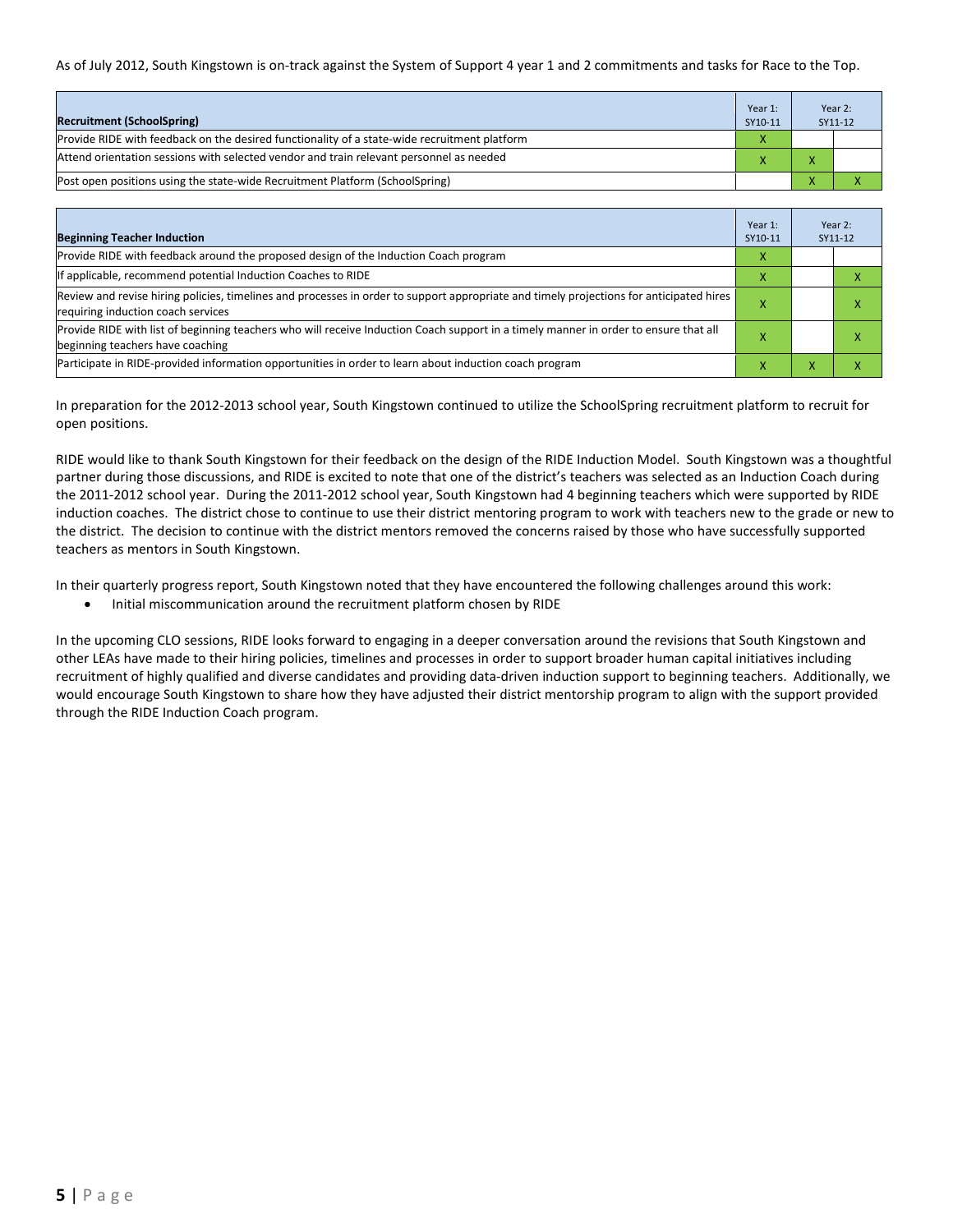As of July 2012, South Kingstown is on-track against the System of Support 4 year 1 and 2 commitments and tasks for Race to the Top.

| Recruitment (SchoolSpring) | Year 1: SY10-11 | Year 2: SY11-12 | |
|---|---|---|---|
| Provide RIDE with feedback on the desired functionality of a state-wide recruitment platform | X | | |
| Attend orientation sessions with selected vendor and train relevant personnel as needed | X | X | |
| Post open positions using the state-wide Recruitment Platform (SchoolSpring) | | X | X |

| Beginning Teacher Induction | Year 1: SY10-11 | Year 2: SY11-12 | |
|---|---|---|---|
| Provide RIDE with feedback around the proposed design of the Induction Coach program | X | | |
| If applicable, recommend potential Induction Coaches to RIDE | X | | X |
| Review and revise hiring policies, timelines and processes in order to support appropriate and timely projections for anticipated hires requiring induction coach services | X | | X |
| Provide RIDE with list of beginning teachers who will receive Induction Coach support in a timely manner in order to ensure that all beginning teachers have coaching | X | | X |
| Participate in RIDE-provided information opportunities in order to learn about induction coach program | X | X | X |

In preparation for the 2012-2013 school year, South Kingstown continued to utilize the SchoolSpring recruitment platform to recruit for open positions.

RIDE would like to thank South Kingstown for their feedback on the design of the RIDE Induction Model. South Kingstown was a thoughtful partner during those discussions, and RIDE is excited to note that one of the district's teachers was selected as an Induction Coach during the 2011-2012 school year. During the 2011-2012 school year, South Kingstown had 4 beginning teachers which were supported by RIDE induction coaches. The district chose to continue to use their district mentoring program to work with teachers new to the grade or new to the district. The decision to continue with the district mentors removed the concerns raised by those who have successfully supported teachers as mentors in South Kingstown.

In their quarterly progress report, South Kingstown noted that they have encountered the following challenges around this work:

- Initial miscommunication around the recruitment platform chosen by RIDE

In the upcoming CLO sessions, RIDE looks forward to engaging in a deeper conversation around the revisions that South Kingstown and other LEAs have made to their hiring policies, timelines and processes in order to support broader human capital initiatives including recruitment of highly qualified and diverse candidates and providing data-driven induction support to beginning teachers. Additionally, we would encourage South Kingstown to share how they have adjusted their district mentorship program to align with the support provided through the RIDE Induction Coach program.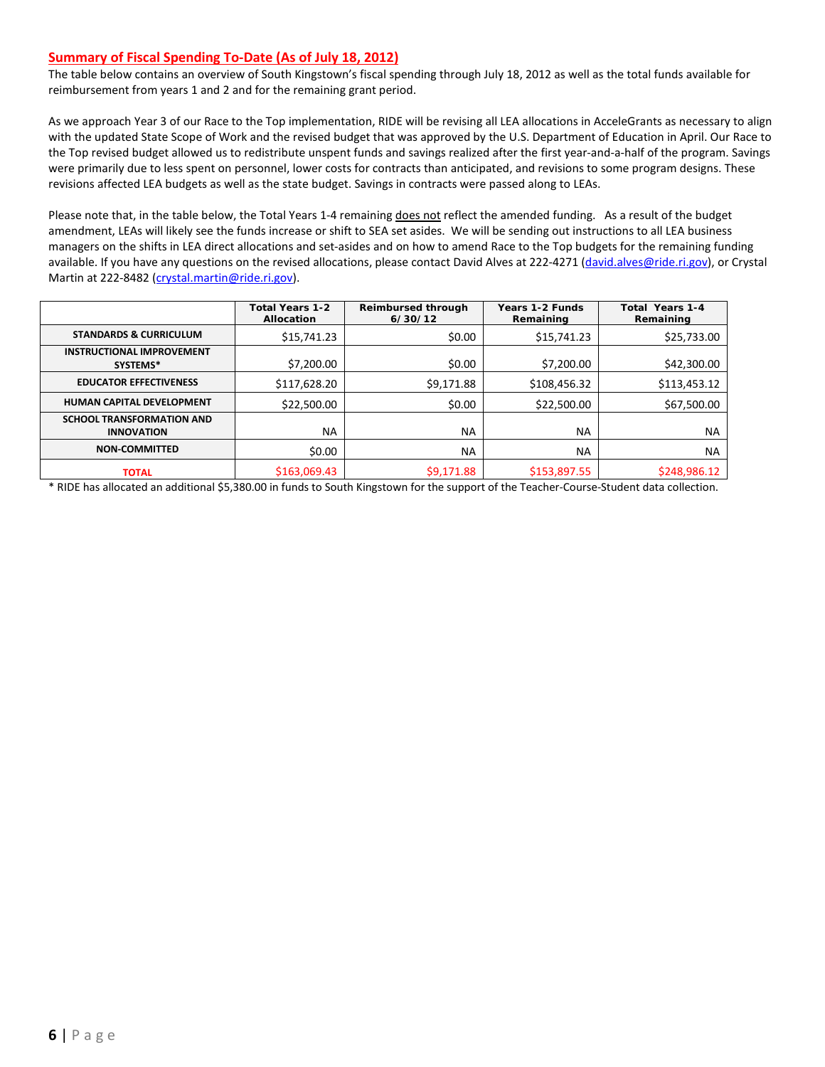## Summary of Fiscal Spending To-Date (As of July 18, 2012)

The table below contains an overview of South Kingstown's fiscal spending through July 18, 2012 as well as the total funds available for reimbursement from years 1 and 2 and for the remaining grant period.

As we approach Year 3 of our Race to the Top implementation, RIDE will be revising all LEA allocations in AcceleGrants as necessary to align with the updated State Scope of Work and the revised budget that was approved by the U.S. Department of Education in April. Our Race to the Top revised budget allowed us to redistribute unspent funds and savings realized after the first year-and-a-half of the program. Savings were primarily due to less spent on personnel, lower costs for contracts than anticipated, and revisions to some program designs. These revisions affected LEA budgets as well as the state budget. Savings in contracts were passed along to LEAs.

Please note that, in the table below, the Total Years 1-4 remaining does not reflect the amended funding. As a result of the budget amendment, LEAs will likely see the funds increase or shift to SEA set asides. We will be sending out instructions to all LEA business managers on the shifts in LEA direct allocations and set-asides and on how to amend Race to the Top budgets for the remaining funding available. If you have any questions on the revised allocations, please contact David Alves at 222-4271 (david.alves@ride.ri.gov), or Crystal Martin at 222-8482 (crystal.martin@ride.ri.gov).

| | Total Years 1-2 Allocation | Reimbursed through 6/30/12 | Years 1-2 Funds Remaining | Total Years 1-4 Remaining |
|---|---|---|---|---|
| **STANDARDS & CURRICULUM** | $15,741.23 | $0.00 | $15,741.23 | $25,733.00 |
| **INSTRUCTIONAL IMPROVEMENT SYSTEMS*** | $7,200.00 | $0.00 | $7,200.00 | $42,300.00 |
| **EDUCATOR EFFECTIVENESS** | $117,628.20 | $9,171.88 | $108,456.32 | $113,453.12 |
| **HUMAN CAPITAL DEVELOPMENT** | $22,500.00 | $0.00 | $22,500.00 | $67,500.00 |
| **SCHOOL TRANSFORMATION AND INNOVATION** | NA | NA | NA | NA |
| **NON-COMMITTED** | $0.00 | NA | NA | NA |
| **TOTAL** | $163,069.43 | $9,171.88 | $153,897.55 | $248,986.12 |

* RIDE has allocated an additional $5,380.00 in funds to South Kingstown for the support of the Teacher-Course-Student data collection.